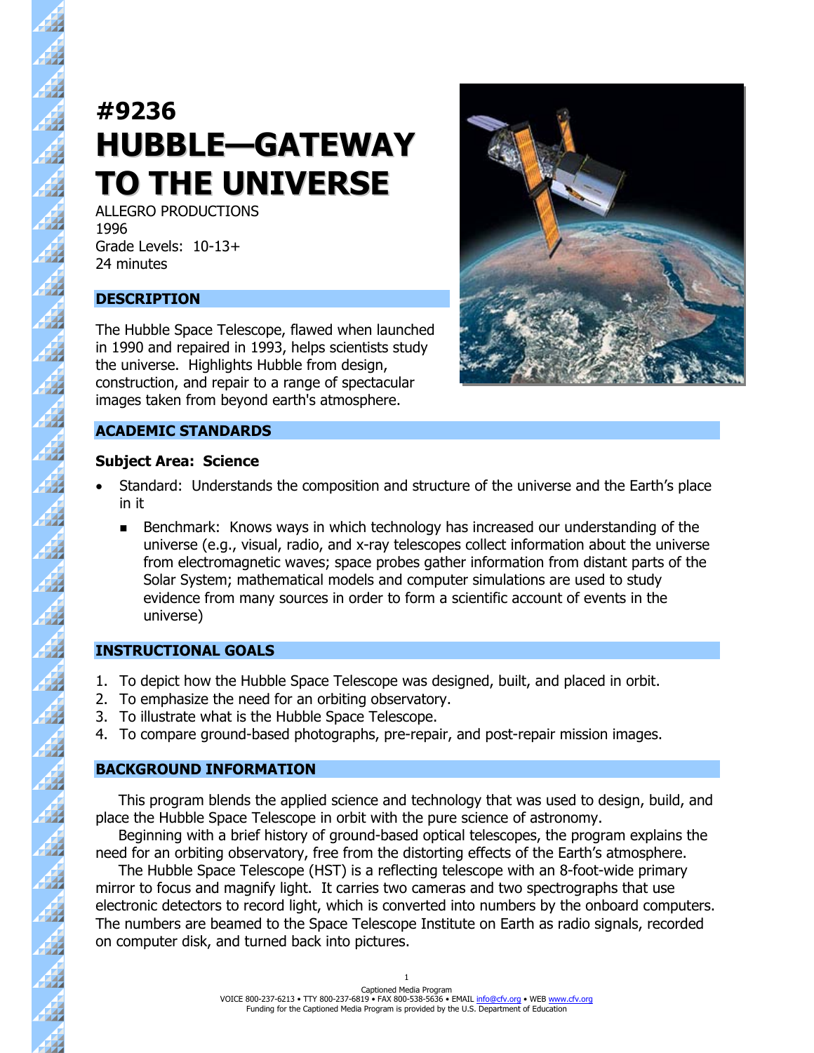# #9236
# HUBBLE—GATEWAY TO THE UNIVERSE

ALLEGRO PRODUCTIONS
1996
Grade Levels: 10-13+
24 minutes

## DESCRIPTION

The Hubble Space Telescope, flawed when launched in 1990 and repaired in 1993, helps scientists study the universe. Highlights Hubble from design, construction, and repair to a range of spectacular images taken from beyond earth's atmosphere.

## ACADEMIC STANDARDS

**Subject Area: Science**

- Standard: Understands the composition and structure of the universe and the Earth's place in it
    - Benchmark: Knows ways in which technology has increased our understanding of the universe (e.g., visual, radio, and x-ray telescopes collect information about the universe from electromagnetic waves; space probes gather information from distant parts of the Solar System; mathematical models and computer simulations are used to study evidence from many sources in order to form a scientific account of events in the universe)

## INSTRUCTIONAL GOALS

1. To depict how the Hubble Space Telescope was designed, built, and placed in orbit.
2. To emphasize the need for an orbiting observatory.
3. To illustrate what is the Hubble Space Telescope.
4. To compare ground-based photographs, pre-repair, and post-repair mission images.

## BACKGROUND INFORMATION

This program blends the applied science and technology that was used to design, build, and place the Hubble Space Telescope in orbit with the pure science of astronomy.

Beginning with a brief history of ground-based optical telescopes, the program explains the need for an orbiting observatory, free from the distorting effects of the Earth's atmosphere.

The Hubble Space Telescope (HST) is a reflecting telescope with an 8-foot-wide primary mirror to focus and magnify light. It carries two cameras and two spectrographs that use electronic detectors to record light, which is converted into numbers by the onboard computers. The numbers are beamed to the Space Telescope Institute on Earth as radio signals, recorded on computer disk, and turned back into pictures.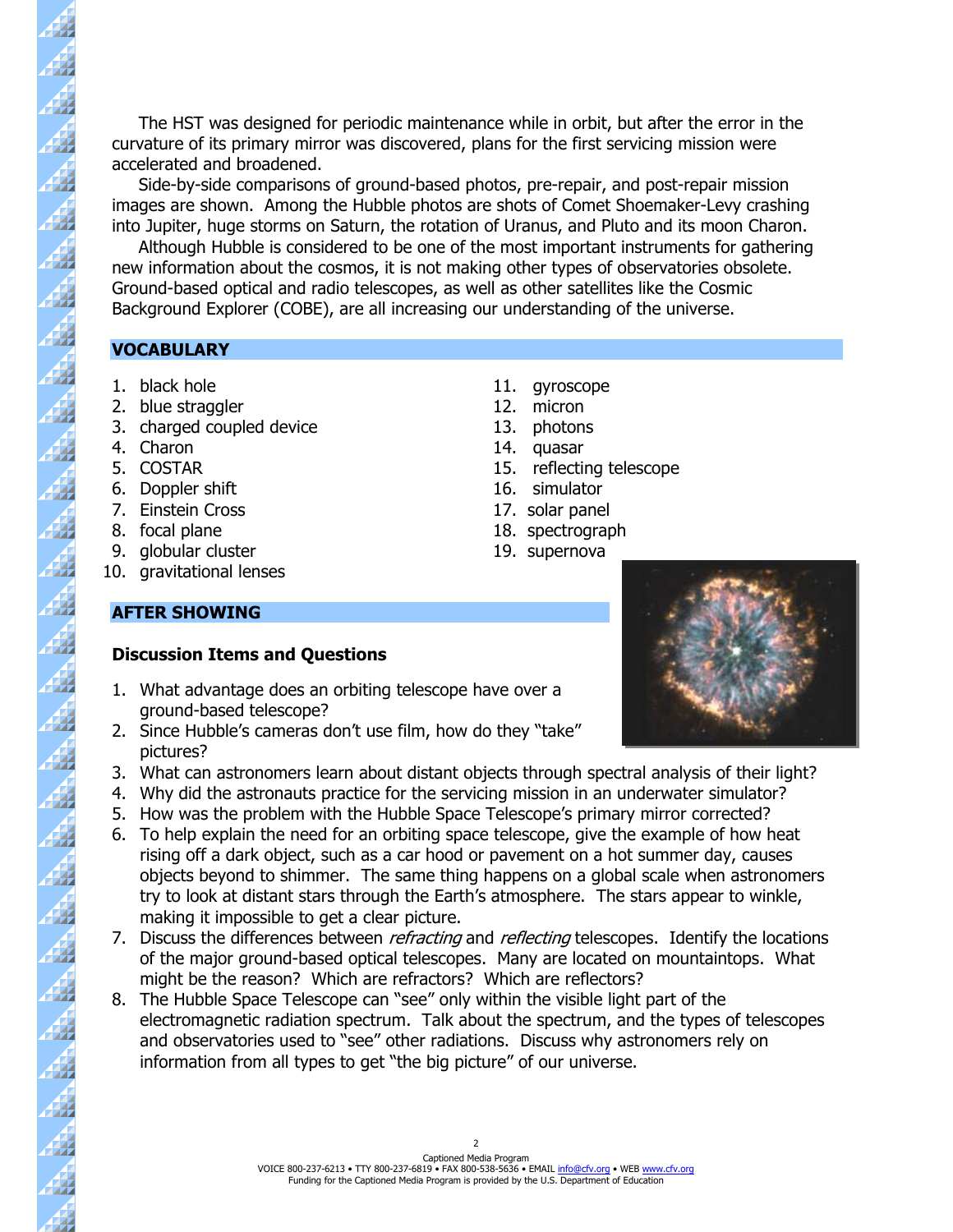The HST was designed for periodic maintenance while in orbit, but after the error in the curvature of its primary mirror was discovered, plans for the first servicing mission were accelerated and broadened.

Side-by-side comparisons of ground-based photos, pre-repair, and post-repair mission images are shown. Among the Hubble photos are shots of Comet Shoemaker-Levy crashing into Jupiter, huge storms on Saturn, the rotation of Uranus, and Pluto and its moon Charon.

Although Hubble is considered to be one of the most important instruments for gathering new information about the cosmos, it is not making other types of observatories obsolete. Ground-based optical and radio telescopes, as well as other satellites like the Cosmic Background Explorer (COBE), are all increasing our understanding of the universe.

## VOCABULARY

1. black hole
2. blue straggler
3. charged coupled device
4. Charon
5. COSTAR
6. Doppler shift
7. Einstein Cross
8. focal plane
9. globular cluster
10. gravitational lenses
11. gyroscope
12. micron
13. photons
14. quasar
15. reflecting telescope
16. simulator
17. solar panel
18. spectrograph
19. supernova

## AFTER SHOWING

### Discussion Items and Questions

1. What advantage does an orbiting telescope have over a ground-based telescope?
2. Since Hubble's cameras don't use film, how do they "take" pictures?
3. What can astronomers learn about distant objects through spectral analysis of their light?
4. Why did the astronauts practice for the servicing mission in an underwater simulator?
5. How was the problem with the Hubble Space Telescope's primary mirror corrected?
6. To help explain the need for an orbiting space telescope, give the example of how heat rising off a dark object, such as a car hood or pavement on a hot summer day, causes objects beyond to shimmer. The same thing happens on a global scale when astronomers try to look at distant stars through the Earth's atmosphere. The stars appear to winkle, making it impossible to get a clear picture.
7. Discuss the differences between *refracting* and *reflecting* telescopes. Identify the locations of the major ground-based optical telescopes. Many are located on mountaintops. What might be the reason? Which are refractors? Which are reflectors?
8. The Hubble Space Telescope can "see" only within the visible light part of the electromagnetic radiation spectrum. Talk about the spectrum, and the types of telescopes and observatories used to "see" other radiations. Discuss why astronomers rely on information from all types to get "the big picture" of our universe.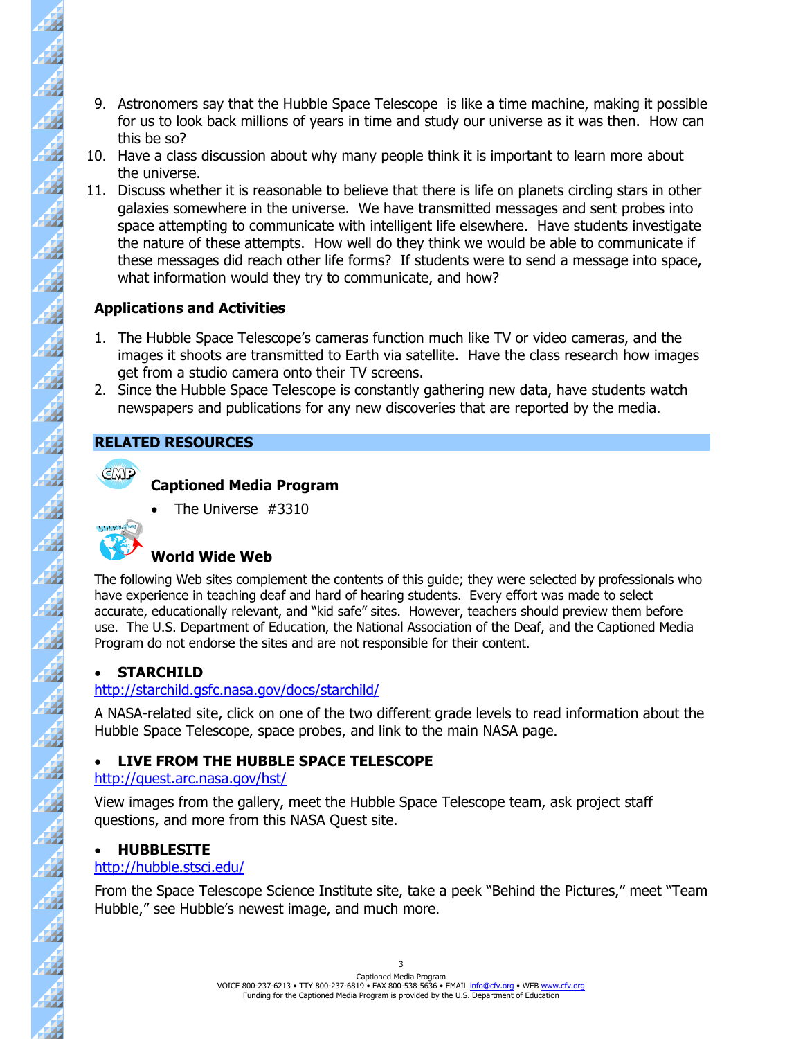9. Astronomers say that the Hubble Space Telescope is like a time machine, making it possible for us to look back millions of years in time and study our universe as it was then. How can this be so?
10. Have a class discussion about why many people think it is important to learn more about the universe.
11. Discuss whether it is reasonable to believe that there is life on planets circling stars in other galaxies somewhere in the universe. We have transmitted messages and sent probes into space attempting to communicate with intelligent life elsewhere. Have students investigate the nature of these attempts. How well do they think we would be able to communicate if these messages did reach other life forms? If students were to send a message into space, what information would they try to communicate, and how?

### Applications and Activities

1. The Hubble Space Telescope's cameras function much like TV or video cameras, and the images it shoots are transmitted to Earth via satellite. Have the class research how images get from a studio camera onto their TV screens.
2. Since the Hubble Space Telescope is constantly gathering new data, have students watch newspapers and publications for any new discoveries that are reported by the media.

## RELATED RESOURCES

### Captioned Media Program

- The Universe #3310

### World Wide Web

The following Web sites complement the contents of this guide; they were selected by professionals who have experience in teaching deaf and hard of hearing students. Every effort was made to select accurate, educationally relevant, and "kid safe" sites. However, teachers should preview them before use. The U.S. Department of Education, the National Association of the Deaf, and the Captioned Media Program do not endorse the sites and are not responsible for their content.

- **STARCHILD**

http://starchild.gsfc.nasa.gov/docs/starchild/

A NASA-related site, click on one of the two different grade levels to read information about the Hubble Space Telescope, space probes, and link to the main NASA page.

- **LIVE FROM THE HUBBLE SPACE TELESCOPE**

http://quest.arc.nasa.gov/hst/

View images from the gallery, meet the Hubble Space Telescope team, ask project staff questions, and more from this NASA Quest site.

- **HUBBLESITE**

http://hubble.stsci.edu/

From the Space Telescope Science Institute site, take a peek "Behind the Pictures," meet "Team Hubble," see Hubble's newest image, and much more.